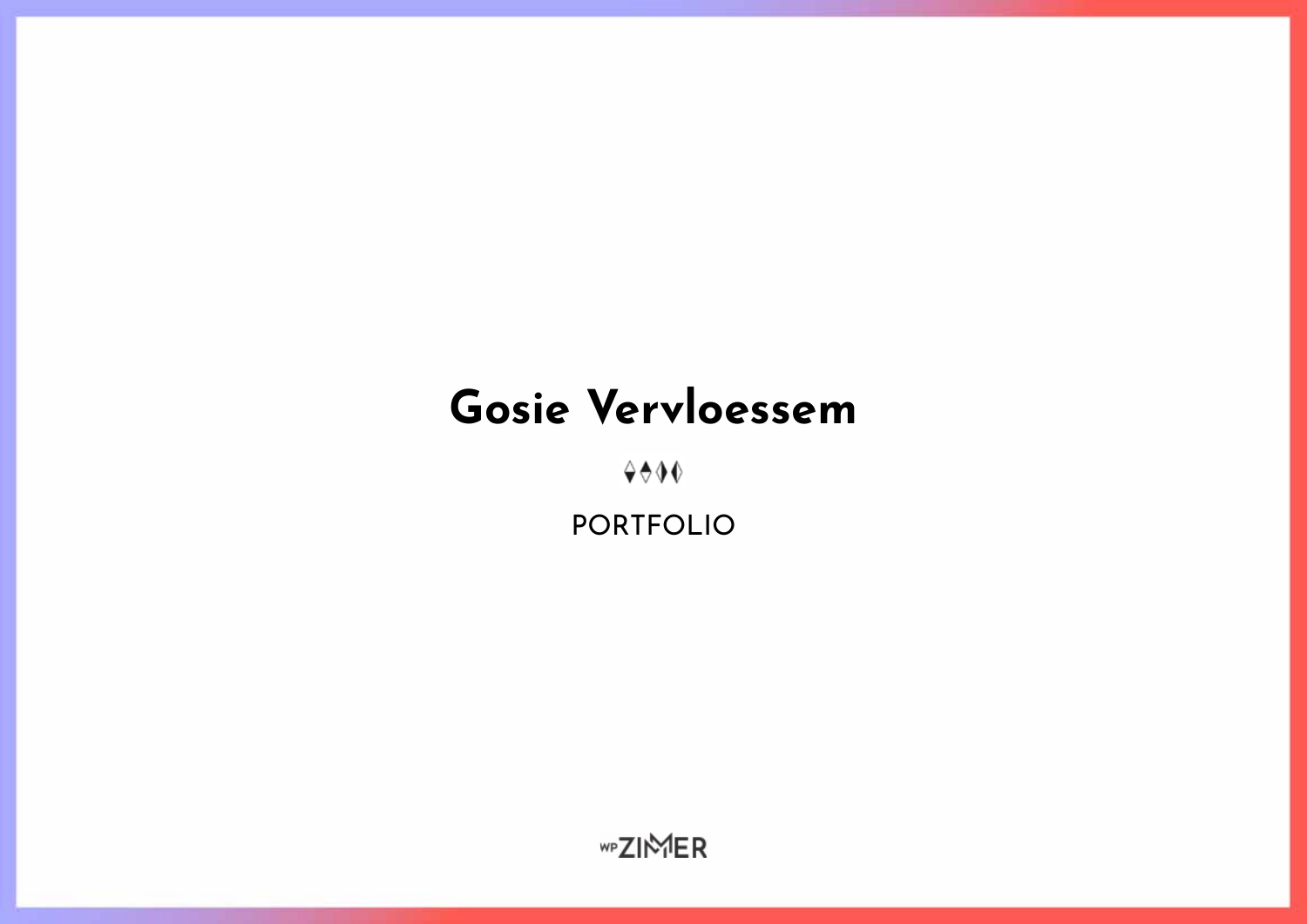# Gosie Vervloessem

PORTFOLIO

wpZIMMER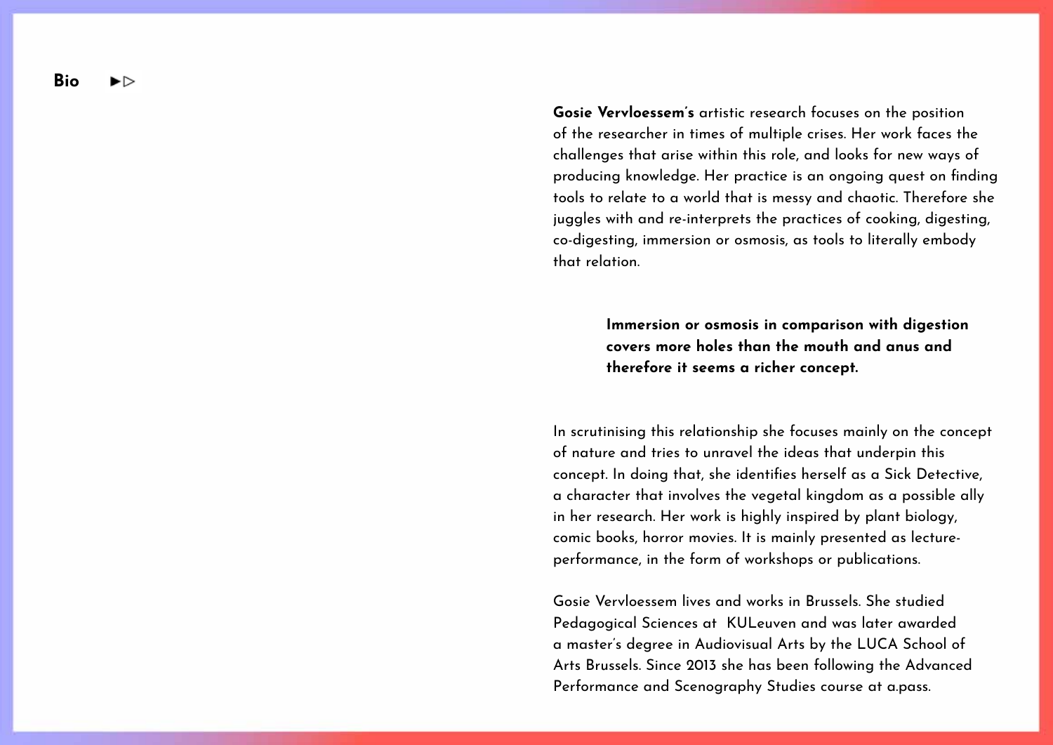## Bio ►▷

**Gosie Vervloessem's** artistic research focuses on the position of the researcher in times of multiple crises. Her work faces the challenges that arise within this role, and looks for new ways of producing knowledge. Her practice is an ongoing quest on finding tools to relate to a world that is messy and chaotic. Therefore she juggles with and re-interprets the practices of cooking, digesting, co-digesting, immersion or osmosis, as tools to literally embody that relation.

> **Immersion or osmosis in comparison with digestion covers more holes than the mouth and anus and therefore it seems a richer concept.**

In scrutinising this relationship she focuses mainly on the concept of nature and tries to unravel the ideas that underpin this concept. In doing that, she identifies herself as a Sick Detective, a character that involves the vegetal kingdom as a possible ally in her research. Her work is highly inspired by plant biology, comic books, horror movies. It is mainly presented as lecture-performance, in the form of workshops or publications.

Gosie Vervloessem lives and works in Brussels. She studied Pedagogical Sciences at KULeuven and was later awarded a master's degree in Audiovisual Arts by the LUCA School of Arts Brussels. Since 2013 she has been following the Advanced Performance and Scenography Studies course at a.pass.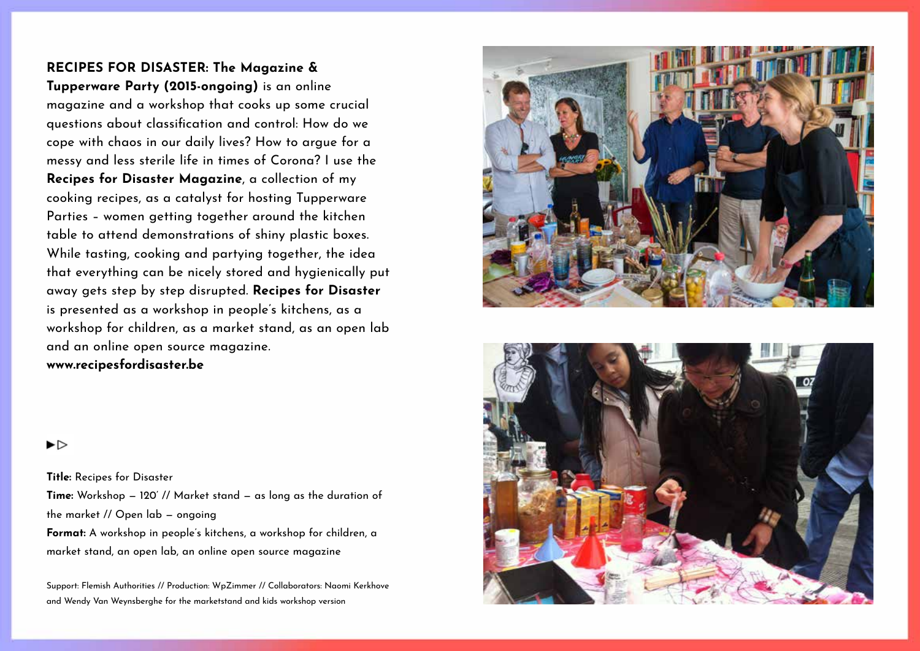**RECIPES FOR DISASTER: The Magazine & Tupperware Party (2015-ongoing)** is an online magazine and a workshop that cooks up some crucial questions about classification and control: How do we cope with chaos in our daily lives? How to argue for a messy and less sterile life in times of Corona? I use the **Recipes for Disaster Magazine**, a collection of my cooking recipes, as a catalyst for hosting Tupperware Parties – women getting together around the kitchen table to attend demonstrations of shiny plastic boxes. While tasting, cooking and partying together, the idea that everything can be nicely stored and hygienically put away gets step by step disrupted. **Recipes for Disaster** is presented as a workshop in people's kitchens, as a workshop for children, as a market stand, as an open lab and an online open source magazine.
**www.recipesfordisaster.be**

►▷

**Title:** Recipes for Disaster
**Time:** Workshop – 120' // Market stand – as long as the duration of the market // Open lab – ongoing
**Format:** A workshop in people's kitchens, a workshop for children, a market stand, an open lab, an online open source magazine

Support: Flemish Authorities // Production: WpZimmer // Collaborators: Naomi Kerkhove and Wendy Van Weynsberghe for the marketstand and kids workshop version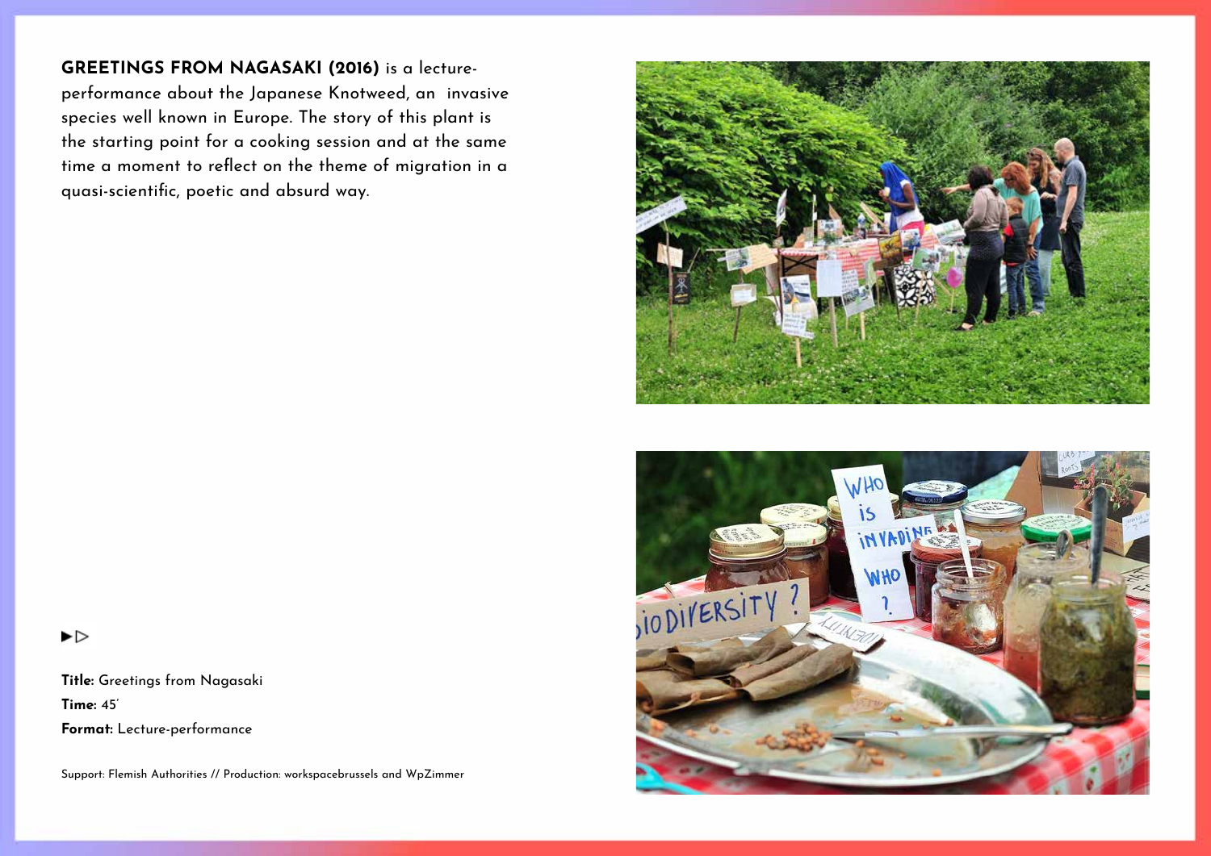**GREETINGS FROM NAGASAKI (2016)** is a lecture-performance about the Japanese Knotweed, an invasive species well known in Europe. The story of this plant is the starting point for a cooking session and at the same time a moment to reflect on the theme of migration in a quasi-scientific, poetic and absurd way.

▶▷

**Title:** Greetings from Nagasaki
**Time:** 45'
**Format:** Lecture-performance

Support: Flemish Authorities // Production: workspacebrussels and WpZimmer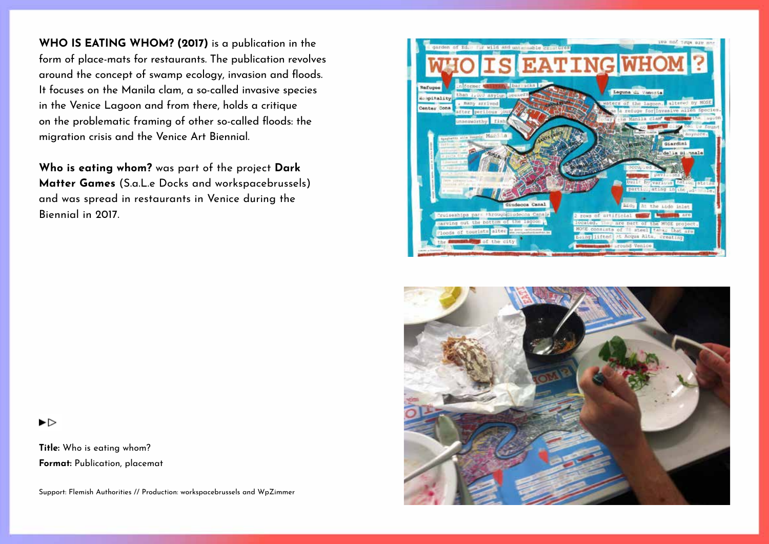**WHO IS EATING WHOM? (2017)** is a publication in the form of place-mats for restaurants. The publication revolves around the concept of swamp ecology, invasion and floods. It focuses on the Manila clam, a so-called invasive species in the Venice Lagoon and from there, holds a critique on the problematic framing of other so-called floods: the migration crisis and the Venice Art Biennial.

**Who is eating whom?** was part of the project **Dark Matter Games** (S.a.L.e Docks and workspacebrussels) and was spread in restaurants in Venice during the Biennial in 2017.

►▷

**Title:** Who is eating whom?
**Format:** Publication, placemat

Support: Flemish Authorities // Production: workspacebrussels and WpZimmer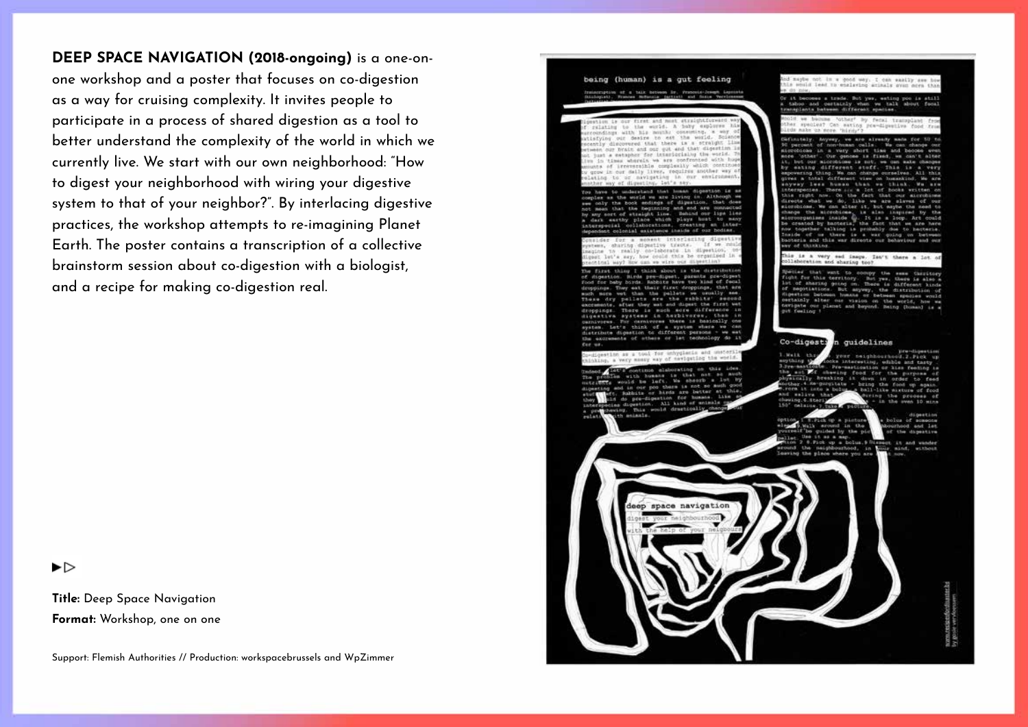**DEEP SPACE NAVIGATION (2018-ongoing)** is a one-on-one workshop and a poster that focuses on co-digestion as a way for cruising complexity. It invites people to participate in a process of shared digestion as a tool to better understand the complexity of the world in which we currently live. We start with our own neighborhood: "How to digest your neighborhood with wiring your digestive system to that of your neighbor?". By interlacing digestive practices, the workshop attempts to re-imagining Planet Earth. The poster contains a transcription of a collective brainstorm session about co-digestion with a biologist, and a recipe for making co-digestion real.

**Title:** Deep Space Navigation
**Format:** Workshop, one on one

Support: Flemish Authorities // Production: workspacebrussels and WpZimmer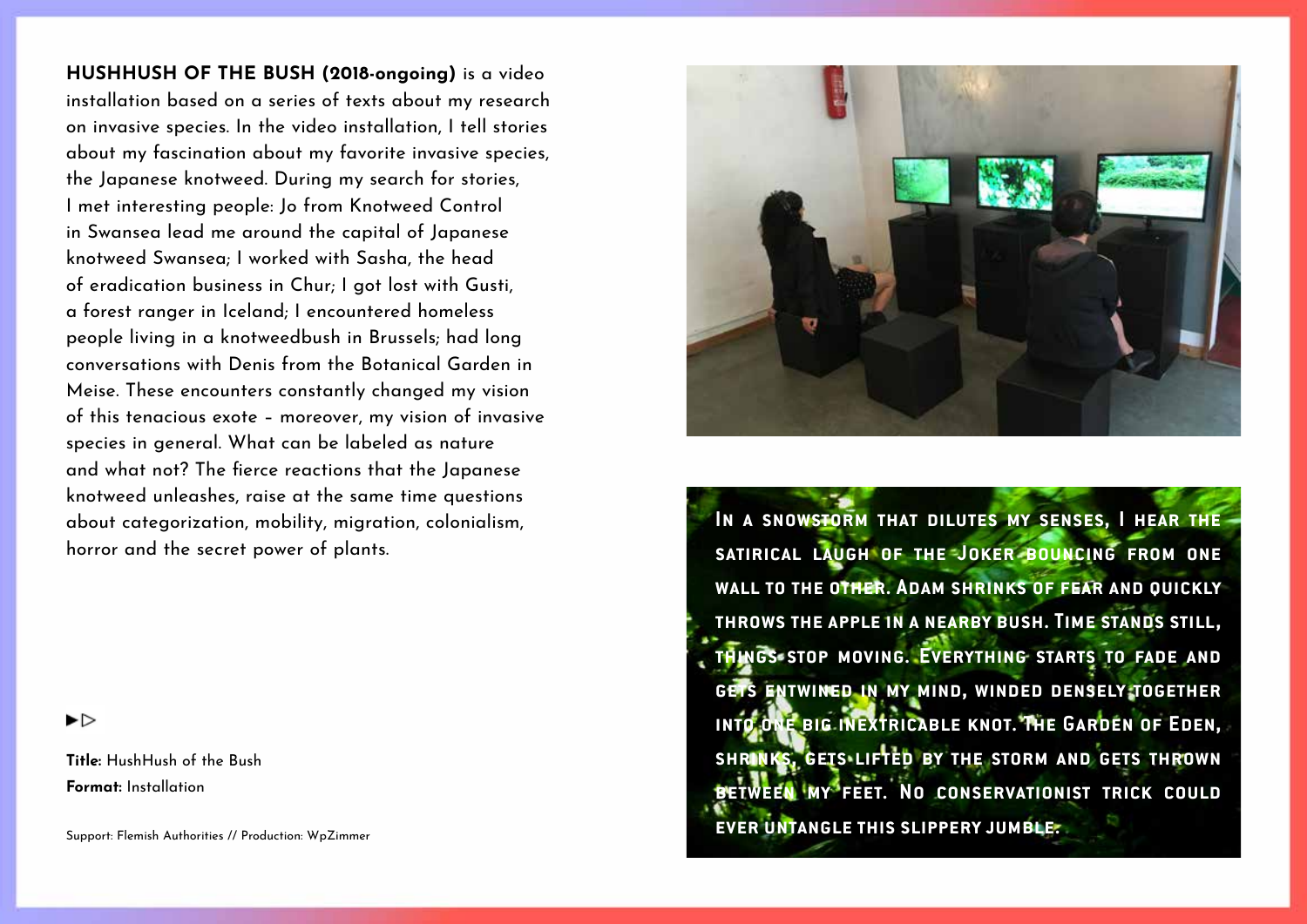**HUSHHUSH OF THE BUSH (2018-ongoing)** is a video installation based on a series of texts about my research on invasive species. In the video installation, I tell stories about my fascination about my favorite invasive species, the Japanese knotweed. During my search for stories, I met interesting people: Jo from Knotweed Control in Swansea lead me around the capital of Japanese knotweed Swansea; I worked with Sasha, the head of eradication business in Chur; I got lost with Gusti, a forest ranger in Iceland; I encountered homeless people living in a knotweedbush in Brussels; had long conversations with Denis from the Botanical Garden in Meise. These encounters constantly changed my vision of this tenacious exote – moreover, my vision of invasive species in general. What can be labeled as nature and what not? The fierce reactions that the Japanese knotweed unleashes, raise at the same time questions about categorization, mobility, migration, colonialism, horror and the secret power of plants.

IN A SNOWSTORM THAT DILUTES MY SENSES, I HEAR THE SATIRICAL LAUGH OF THE JOKER BOUNCING FROM ONE WALL TO THE OTHER. ADAM SHRINKS OF FEAR AND QUICKLY THROWS THE APPLE IN A NEARBY BUSH. TIME STANDS STILL, THINGS STOP MOVING. EVERYTHING STARTS TO FADE AND GETS ENTWINED IN MY MIND, WINDED DENSELY TOGETHER INTO ONE BIG INEXTRICABLE KNOT. THE GARDEN OF EDEN, SHRINKS, GETS LIFTED BY THE STORM AND GETS THROWN BETWEEN MY FEET. NO CONSERVATIONIST TRICK COULD EVER UNTANGLE THIS SLIPPERY JUMBLE.

►▷

**Title:** HushHush of the Bush
**Format:** Installation

Support: Flemish Authorities // Production: WpZimmer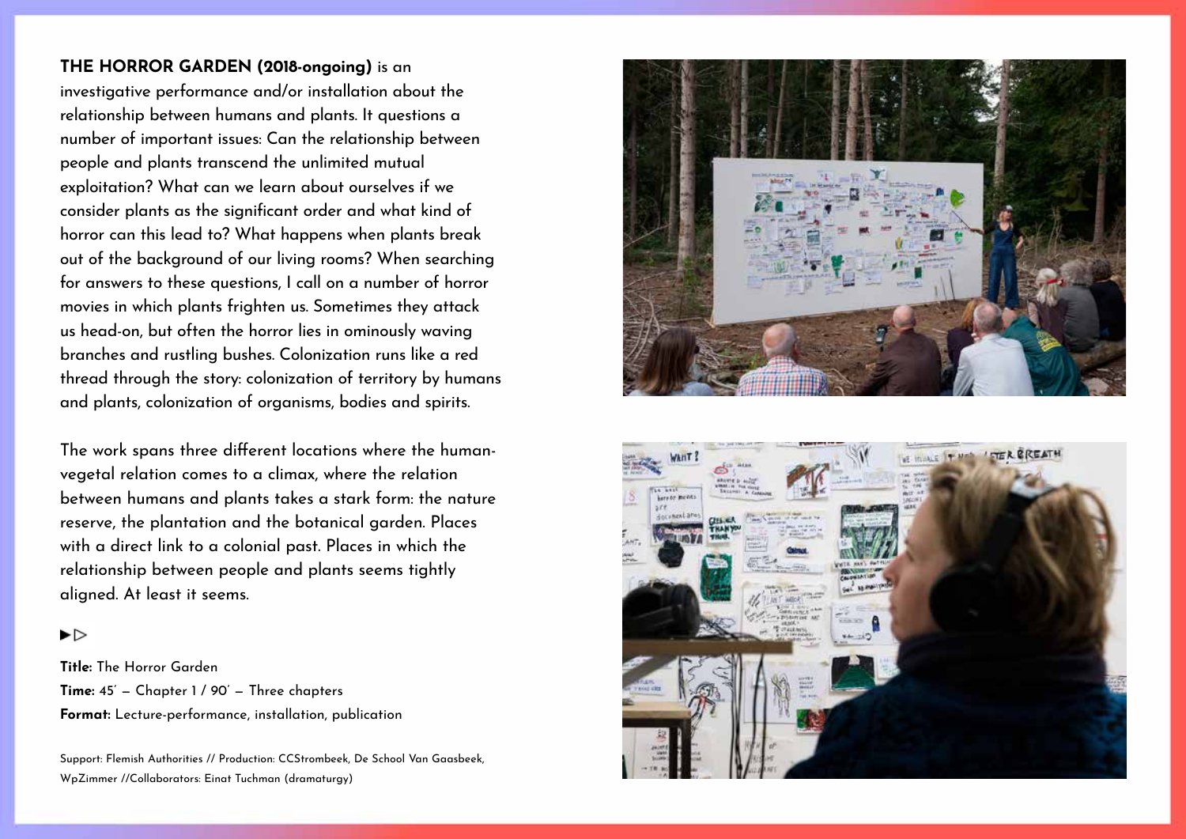**THE HORROR GARDEN (2018-ongoing)** is an investigative performance and/or installation about the relationship between humans and plants. It questions a number of important issues: Can the relationship between people and plants transcend the unlimited mutual exploitation? What can we learn about ourselves if we consider plants as the significant order and what kind of horror can this lead to? What happens when plants break out of the background of our living rooms? When searching for answers to these questions, I call on a number of horror movies in which plants frighten us. Sometimes they attack us head-on, but often the horror lies in ominously waving branches and rustling bushes. Colonization runs like a red thread through the story: colonization of territory by humans and plants, colonization of organisms, bodies and spirits.

The work spans three different locations where the human-vegetal relation comes to a climax, where the relation between humans and plants takes a stark form: the nature reserve, the plantation and the botanical garden. Places with a direct link to a colonial past. Places in which the relationship between people and plants seems tightly aligned. At least it seems.

►▷

**Title:** The Horror Garden
**Time:** 45' – Chapter 1 / 90' – Three chapters
**Format:** Lecture-performance, installation, publication

Support: Flemish Authorities // Production: CCStrombeek, De School Van Gaasbeek, WpZimmer //Collaborators: Einat Tuchman (dramaturgy)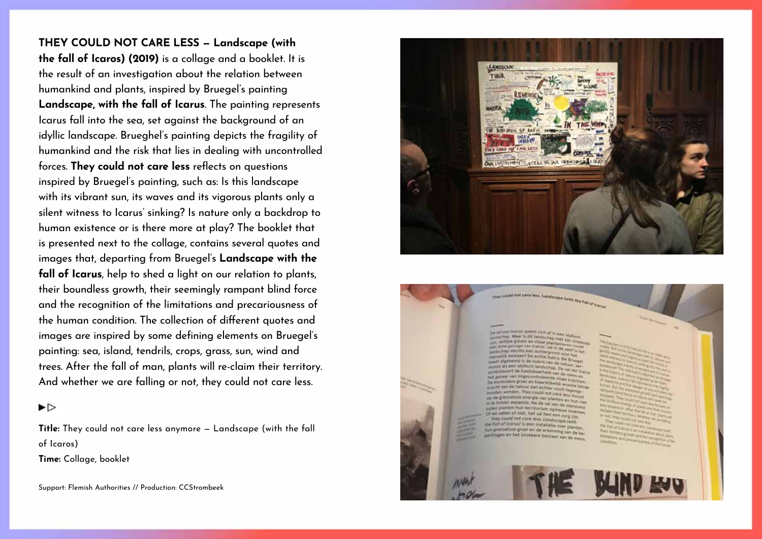**THEY COULD NOT CARE LESS – Landscape (with the fall of Icaros) (2019)** is a collage and a booklet. It is the result of an investigation about the relation between humankind and plants, inspired by Bruegel's painting **Landscape, with the fall of Icarus**. The painting represents Icarus fall into the sea, set against the background of an idyllic landscape. Brueghel's painting depicts the fragility of humankind and the risk that lies in dealing with uncontrolled forces. **They could not care less** reflects on questions inspired by Bruegel's painting, such as: Is this landscape with its vibrant sun, its waves and its vigorous plants only a silent witness to Icarus' sinking? Is nature only a backdrop to human existence or is there more at play? The booklet that is presented next to the collage, contains several quotes and images that, departing from Bruegel's **Landscape with the fall of Icarus**, help to shed a light on our relation to plants, their boundless growth, their seemingly rampant blind force and the recognition of the limitations and precariousness of the human condition. The collection of different quotes and images are inspired by some defining elements on Bruegel's painting: sea, island, tendrils, crops, grass, sun, wind and trees. After the fall of man, plants will re-claim their territory. And whether we are falling or not, they could not care less.

►▷

**Title:** They could not care less anymore – Landscape (with the fall of Icaros)

**Time:** Collage, booklet

Support: Flemish Authorities // Production: CCStrombeek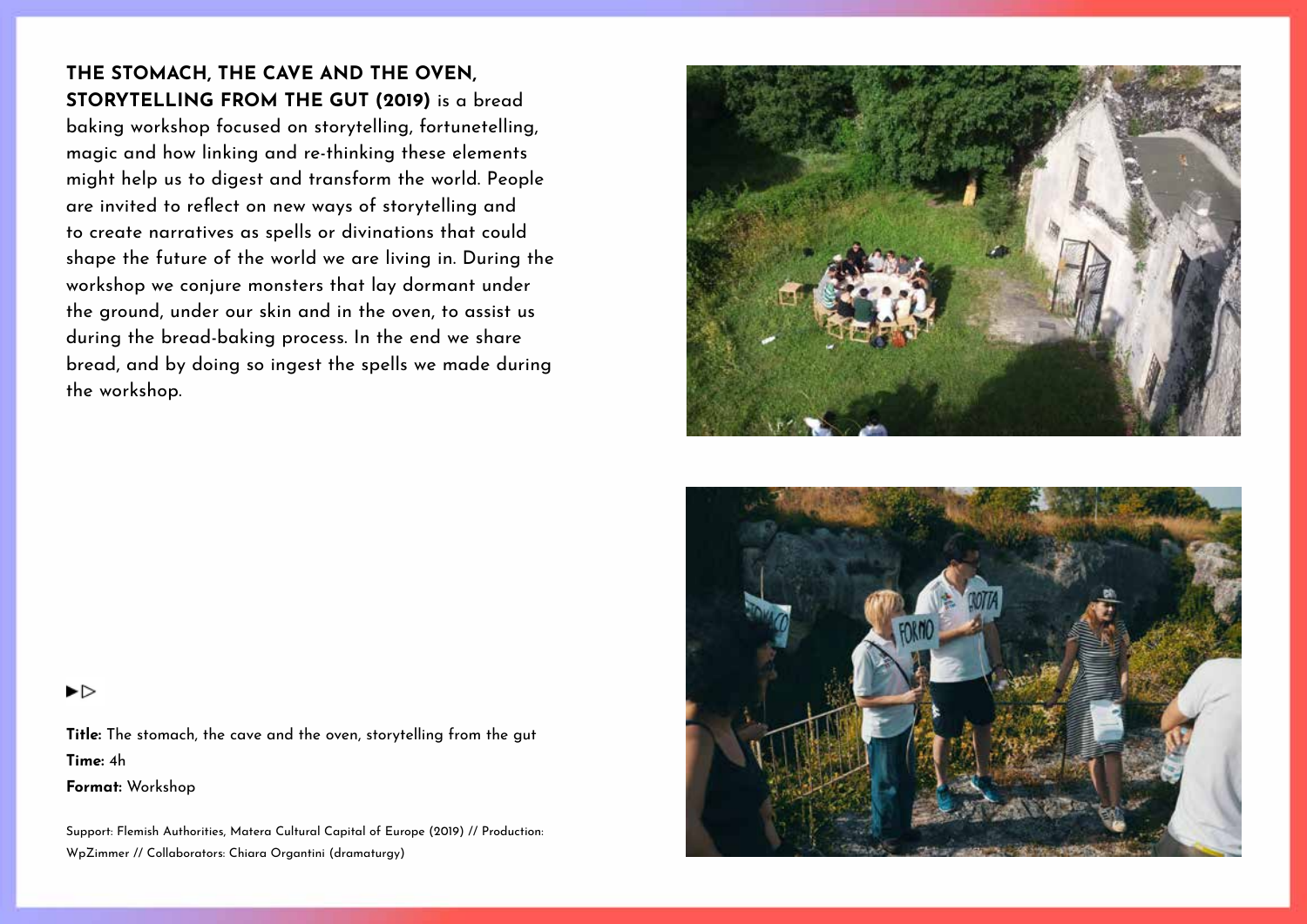**THE STOMACH, THE CAVE AND THE OVEN, STORYTELLING FROM THE GUT (2019)** is a bread baking workshop focused on storytelling, fortunetelling, magic and how linking and re-thinking these elements might help us to digest and transform the world. People are invited to reflect on new ways of storytelling and to create narratives as spells or divinations that could shape the future of the world we are living in. During the workshop we conjure monsters that lay dormant under the ground, under our skin and in the oven, to assist us during the bread-baking process. In the end we share bread, and by doing so ingest the spells we made during the workshop.

►▷

**Title:** The stomach, the cave and the oven, storytelling from the gut
**Time:** 4h
**Format:** Workshop

Support: Flemish Authorities, Matera Cultural Capital of Europe (2019) // Production: WpZimmer // Collaborators: Chiara Organtini (dramaturgy)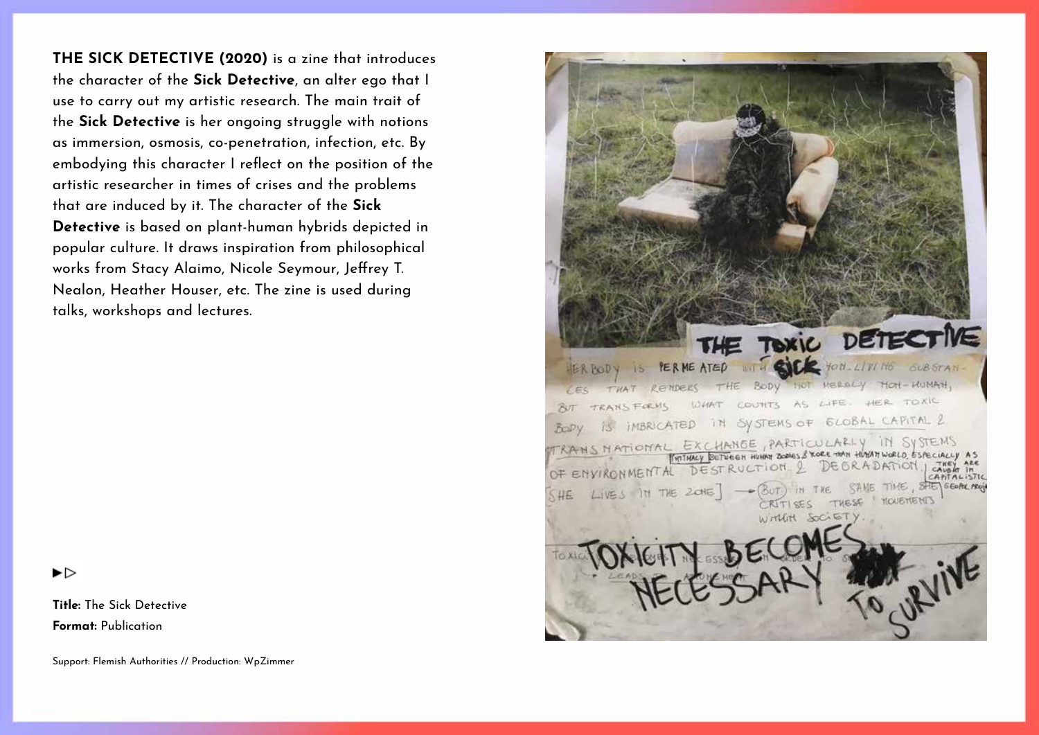**THE SICK DETECTIVE (2020)** is a zine that introduces the character of the **Sick Detective**, an alter ego that I use to carry out my artistic research. The main trait of the **Sick Detective** is her ongoing struggle with notions as immersion, osmosis, co-penetration, infection, etc. By embodying this character I reflect on the position of the artistic researcher in times of crises and the problems that are induced by it. The character of the **Sick Detective** is based on plant-human hybrids depicted in popular culture. It draws inspiration from philosophical works from Stacy Alaimo, Nicole Seymour, Jeffrey T. Nealon, Heather Houser, etc. The zine is used during talks, workshops and lectures.

►▷

**Title:** The Sick Detective
**Format:** Publication

Support: Flemish Authorities // Production: WpZimmer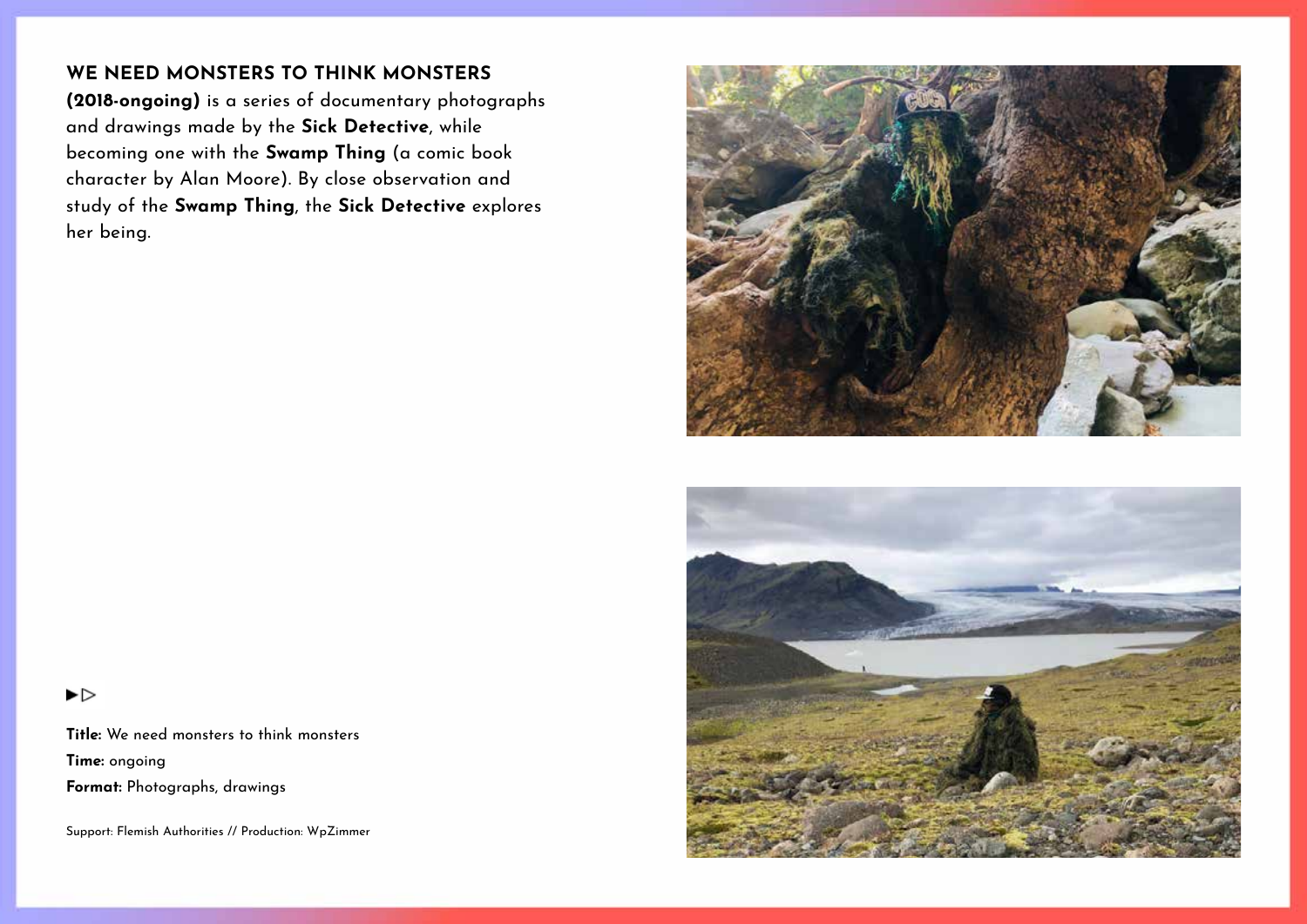## WE NEED MONSTERS TO THINK MONSTERS

**(2018-ongoing)** is a series of documentary photographs and drawings made by the **Sick Detective**, while becoming one with the **Swamp Thing** (a comic book character by Alan Moore). By close observation and study of the **Swamp Thing**, the **Sick Detective** explores her being.

►▷

**Title:** We need monsters to think monsters
**Time:** ongoing
**Format:** Photographs, drawings

Support: Flemish Authorities // Production: WpZimmer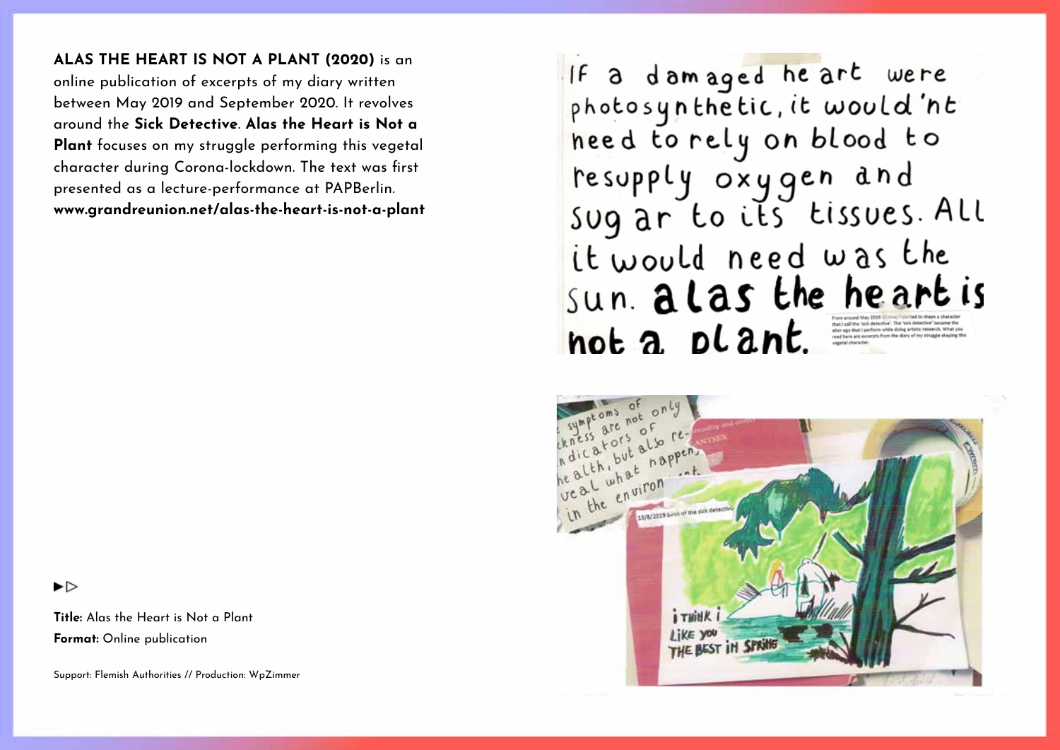**ALAS THE HEART IS NOT A PLANT (2020)** is an online publication of excerpts of my diary written between May 2019 and September 2020. It revolves around the **Sick Detective**. **Alas the Heart is Not a Plant** focuses on my struggle performing this vegetal character during Corona-lockdown. The text was first presented as a lecture-performance at PAPBerlin.
**www.grandreunion.net/alas-the-heart-is-not-a-plant**

If a damaged heart were photosynthetic, it would'nt need to rely on blood to resupply oxygen and sugar to its tissues. All it would need was the sun. alas the heart is not a plant.

From around May 2019 I started to shape a character that I call the 'sick detective'. The 'sick detective' became the alter ego that I perform while doing artistic research. What you read here are excerpts from the diary of my struggle shaping this vegetal character.

symptoms of sickness are not only indicators of health, but also reveal what happens in the environment.

13/8/2019 birth of the sick detective

i THINK i LiKE you THE BEST iN SPRiNG

▶▷

**Title:** Alas the Heart is Not a Plant
**Format:** Online publication

Support: Flemish Authorities // Production: WpZimmer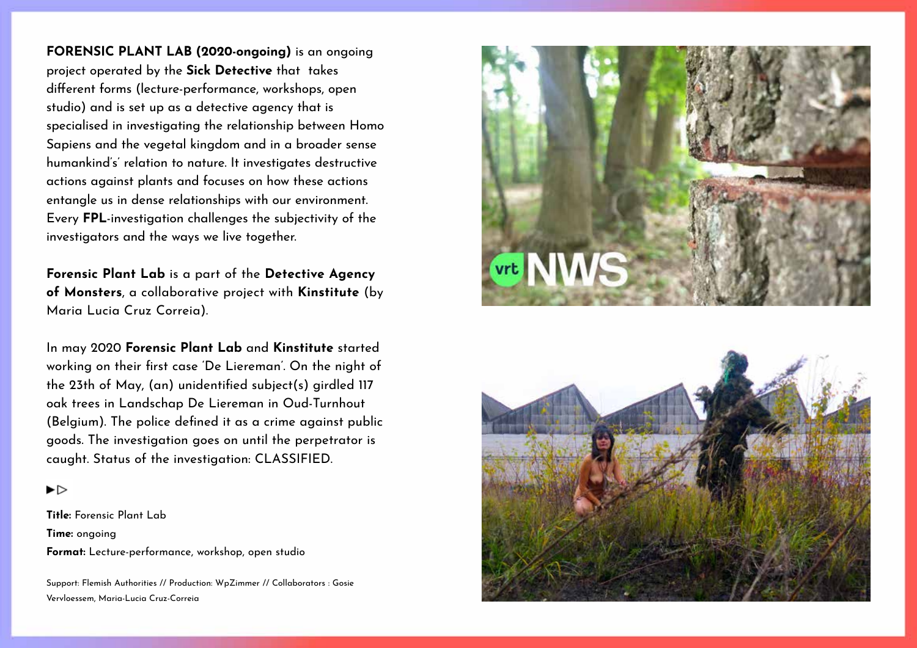**FORENSIC PLANT LAB (2020-ongoing)** is an ongoing project operated by the **Sick Detective** that takes different forms (lecture-performance, workshops, open studio) and is set up as a detective agency that is specialised in investigating the relationship between Homo Sapiens and the vegetal kingdom and in a broader sense humankind's' relation to nature. It investigates destructive actions against plants and focuses on how these actions entangle us in dense relationships with our environment. Every **FPL**-investigation challenges the subjectivity of the investigators and the ways we live together.

**Forensic Plant Lab** is a part of the **Detective Agency of Monsters**, a collaborative project with **Kinstitute** (by Maria Lucia Cruz Correia).

In may 2020 **Forensic Plant Lab** and **Kinstitute** started working on their first case 'De Liereman'. On the night of the 23th of May, (an) unidentified subject(s) girdled 117 oak trees in Landschap De Liereman in Oud-Turnhout (Belgium). The police defined it as a crime against public goods. The investigation goes on until the perpetrator is caught. Status of the investigation: CLASSIFIED.

►▷

**Title:** Forensic Plant Lab
**Time:** ongoing
**Format:** Lecture-performance, workshop, open studio

Support: Flemish Authorities // Production: WpZimmer // Collaborators : Gosie Vervloessem, Maria-Lucia Cruz-Correia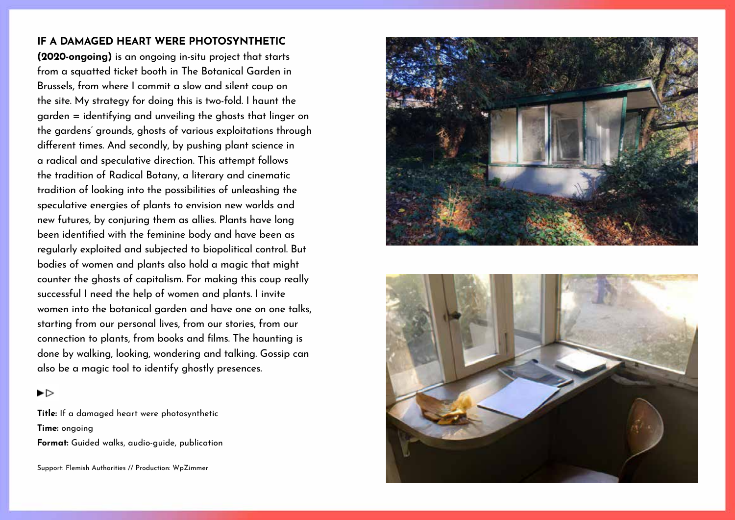## IF A DAMAGED HEART WERE PHOTOSYNTHETIC

**(2020-ongoing)** is an ongoing in-situ project that starts from a squatted ticket booth in The Botanical Garden in Brussels, from where I commit a slow and silent coup on the site. My strategy for doing this is two-fold. I haunt the garden = identifying and unveiling the ghosts that linger on the gardens' grounds, ghosts of various exploitations through different times. And secondly, by pushing plant science in a radical and speculative direction. This attempt follows the tradition of Radical Botany, a literary and cinematic tradition of looking into the possibilities of unleashing the speculative energies of plants to envision new worlds and new futures, by conjuring them as allies. Plants have long been identified with the feminine body and have been as regularly exploited and subjected to biopolitical control. But bodies of women and plants also hold a magic that might counter the ghosts of capitalism. For making this coup really successful I need the help of women and plants. I invite women into the botanical garden and have one on one talks, starting from our personal lives, from our stories, from our connection to plants, from books and films. The haunting is done by walking, looking, wondering and talking. Gossip can also be a magic tool to identify ghostly presences.

►▷

**Title:** If a damaged heart were photosynthetic
**Time:** ongoing
**Format:** Guided walks, audio-guide, publication

Support: Flemish Authorities // Production: WpZimmer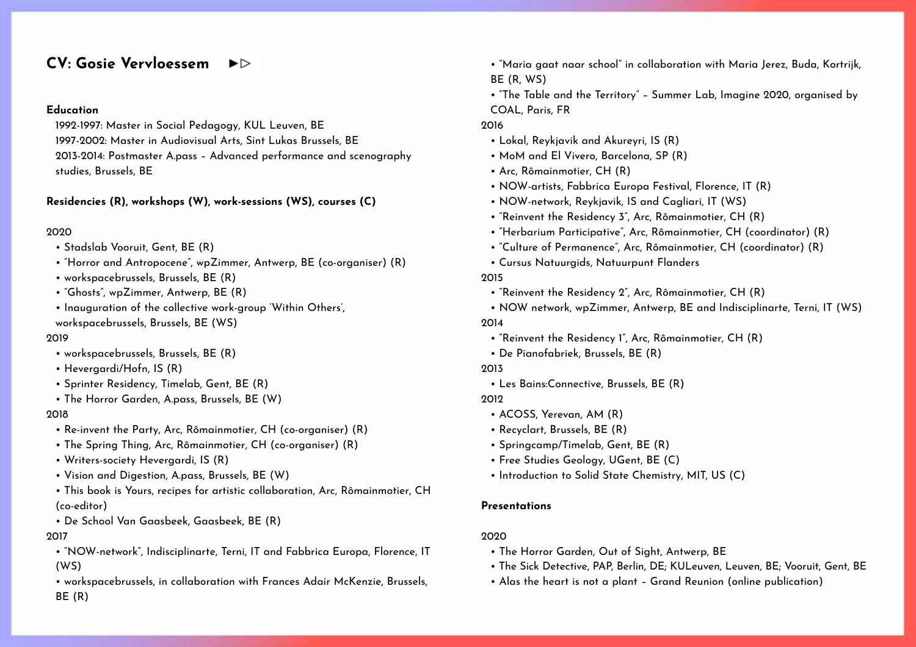# CV: Gosie Vervloessem ►▷

**Education**

1992-1997: Master in Social Pedagogy, KUL Leuven, BE
1997-2002: Master in Audiovisual Arts, Sint Lukas Brussels, BE
2013-2014: Postmaster A.pass – Advanced performance and scenography studies, Brussels, BE

**Residencies (R), workshops (W), work-sessions (WS), courses (C)**

2020

- Stadslab Vooruit, Gent, BE (R)
- "Horror and Antropocene", wpZimmer, Antwerp, BE (co-organiser) (R)
- workspacebrussels, Brussels, BE (R)
- "Ghosts", wpZimmer, Antwerp, BE (R)
- Inauguration of the collective work-group 'Within Others', workspacebrussels, Brussels, BE (WS)

2019

- workspacebrussels, Brussels, BE (R)
- Hevergardi/Hofn, IS (R)
- Sprinter Residency, Timelab, Gent, BE (R)
- The Horror Garden, A.pass, Brussels, BE (W)

2018

- Re-invent the Party, Arc, Rômainmotier, CH (co-organiser) (R)
- The Spring Thing, Arc, Rômainmotier, CH (co-organiser) (R)
- Writers-society Hevergardi, IS (R)
- Vision and Digestion, A.pass, Brussels, BE (W)
- This book is Yours, recipes for artistic collaboration, Arc, Rômainmotier, CH (co-editor)
- De School Van Gaasbeek, Gaasbeek, BE (R)

2017

- "NOW-network", Indisciplinarte, Terni, IT and Fabbrica Europa, Florence, IT (WS)
- workspacebrussels, in collaboration with Frances Adair McKenzie, Brussels, BE (R)
- "Maria gaat naar school" in collaboration with Maria Jerez, Buda, Kortrijk, BE (R, WS)
- "The Table and the Territory" – Summer Lab, Imagine 2020, organised by COAL, Paris, FR

2016

- Lokal, Reykjavik and Akureyri, IS (R)
- MoM and El Vivero, Barcelona, SP (R)
- Arc, Rômainmotier, CH (R)
- NOW-artists, Fabbrica Europa Festival, Florence, IT (R)
- NOW-network, Reykjavik, IS and Cagliari, IT (WS)
- "Reinvent the Residency 3", Arc, Rômainmotier, CH (R)
- "Herbarium Participative", Arc, Rômainmotier, CH (coordinator) (R)
- "Culture of Permanence", Arc, Rômainmotier, CH (coordinator) (R)
- Cursus Natuurgids, Natuurpunt Flanders

2015

- "Reinvent the Residency 2", Arc, Rômainmotier, CH (R)
- NOW network, wpZimmer, Antwerp, BE and Indisciplinarte, Terni, IT (WS)

2014

- "Reinvent the Residency 1", Arc, Rômainmotier, CH (R)
- De Pianofabriek, Brussels, BE (R)

2013

- Les Bains:Connective, Brussels, BE (R)

2012

- ACOSS, Yerevan, AM (R)
- Recyclart, Brussels, BE (R)
- Springcamp/Timelab, Gent, BE (R)
- Free Studies Geology, UGent, BE (C)
- Introduction to Solid State Chemistry, MIT, US (C)

**Presentations**

2020

- The Horror Garden, Out of Sight, Antwerp, BE
- The Sick Detective, PAP, Berlin, DE; KULeuven, Leuven, BE; Vooruit, Gent, BE
- Alas the heart is not a plant – Grand Reunion (online publication)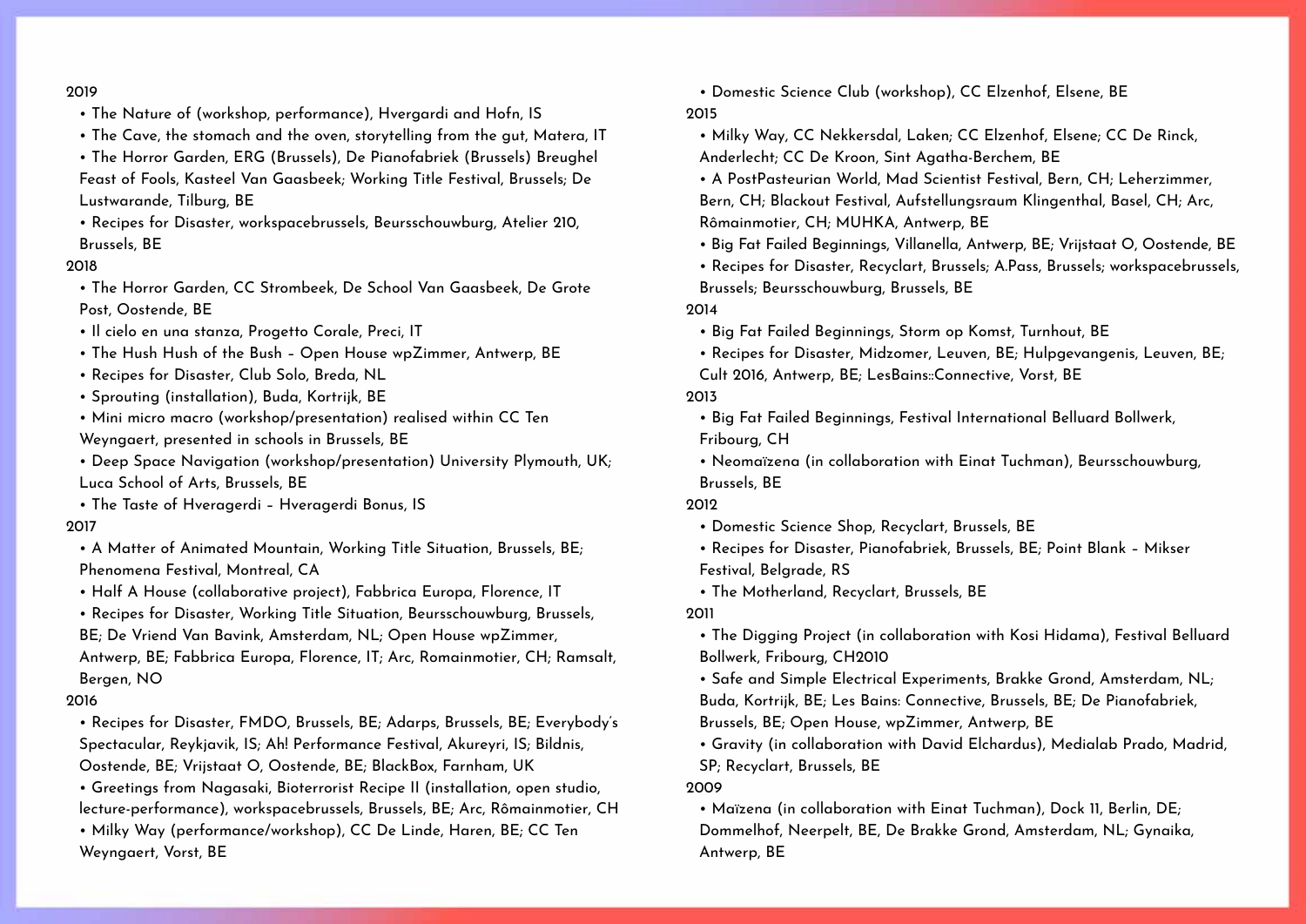2019

- The Nature of (workshop, performance), Hvergardi and Hofn, IS
- The Cave, the stomach and the oven, storytelling from the gut, Matera, IT
- The Horror Garden, ERG (Brussels), De Pianofabriek (Brussels) Breughel Feast of Fools, Kasteel Van Gaasbeek; Working Title Festival, Brussels; De Lustwarande, Tilburg, BE
- Recipes for Disaster, workspacebrussels, Beursschouwburg, Atelier 210, Brussels, BE

2018

- The Horror Garden, CC Strombeek, De School Van Gaasbeek, De Grote Post, Oostende, BE
- Il cielo en una stanza, Progetto Corale, Preci, IT
- The Hush Hush of the Bush – Open House wpZimmer, Antwerp, BE
- Recipes for Disaster, Club Solo, Breda, NL
- Sprouting (installation), Buda, Kortrijk, BE
- Mini micro macro (workshop/presentation) realised within CC Ten Weyngaert, presented in schools in Brussels, BE
- Deep Space Navigation (workshop/presentation) University Plymouth, UK; Luca School of Arts, Brussels, BE
- The Taste of Hveragerdi – Hveragerdi Bonus, IS

2017

- A Matter of Animated Mountain, Working Title Situation, Brussels, BE; Phenomena Festival, Montreal, CA
- Half A House (collaborative project), Fabbrica Europa, Florence, IT
- Recipes for Disaster, Working Title Situation, Beursschouwburg, Brussels, BE; De Vriend Van Bavink, Amsterdam, NL; Open House wpZimmer, Antwerp, BE; Fabbrica Europa, Florence, IT; Arc, Romainmotier, CH; Ramsalt, Bergen, NO

2016

- Recipes for Disaster, FMDO, Brussels, BE; Adarps, Brussels, BE; Everybody's Spectacular, Reykjavik, IS; Ah! Performance Festival, Akureyri, IS; Bildnis, Oostende, BE; Vrijstaat O, Oostende, BE; BlackBox, Farnham, UK
- Greetings from Nagasaki, Bioterrorist Recipe II (installation, open studio, lecture-performance), workspacebrussels, Brussels, BE; Arc, Rômainmotier, CH
- Milky Way (performance/workshop), CC De Linde, Haren, BE; CC Ten Weyngaert, Vorst, BE
- Domestic Science Club (workshop), CC Elzenhof, Elsene, BE

2015

- Milky Way, CC Nekkersdal, Laken; CC Elzenhof, Elsene; CC De Rinck, Anderlecht; CC De Kroon, Sint Agatha-Berchem, BE
- A PostPasteurian World, Mad Scientist Festival, Bern, CH; Leherzimmer, Bern, CH; Blackout Festival, Aufstellungsraum Klingenthal, Basel, CH; Arc, Rômainmotier, CH; MUHKA, Antwerp, BE
- Big Fat Failed Beginnings, Villanella, Antwerp, BE; Vrijstaat O, Oostende, BE
- Recipes for Disaster, Recyclart, Brussels; A.Pass, Brussels; workspacebrussels, Brussels; Beursschouwburg, Brussels, BE

2014

- Big Fat Failed Beginnings, Storm op Komst, Turnhout, BE
- Recipes for Disaster, Midzomer, Leuven, BE; Hulpgevangenis, Leuven, BE; Cult 2016, Antwerp, BE; LesBains::Connective, Vorst, BE

2013

- Big Fat Failed Beginnings, Festival International Belluard Bollwerk, Fribourg, CH
- Neomaïzena (in collaboration with Einat Tuchman), Beursschouwburg, Brussels, BE

2012

- Domestic Science Shop, Recyclart, Brussels, BE
- Recipes for Disaster, Pianofabriek, Brussels, BE; Point Blank – Mikser Festival, Belgrade, RS
- The Motherland, Recyclart, Brussels, BE

2011

- The Digging Project (in collaboration with Kosi Hidama), Festival Belluard Bollwerk, Fribourg, CH2010
- Safe and Simple Electrical Experiments, Brakke Grond, Amsterdam, NL; Buda, Kortrijk, BE; Les Bains: Connective, Brussels, BE; De Pianofabriek, Brussels, BE; Open House, wpZimmer, Antwerp, BE
- Gravity (in collaboration with David Elchardus), Medialab Prado, Madrid, SP; Recyclart, Brussels, BE

2009

- Maïzena (in collaboration with Einat Tuchman), Dock 11, Berlin, DE; Dommelhof, Neerpelt, BE, De Brakke Grond, Amsterdam, NL; Gynaika, Antwerp, BE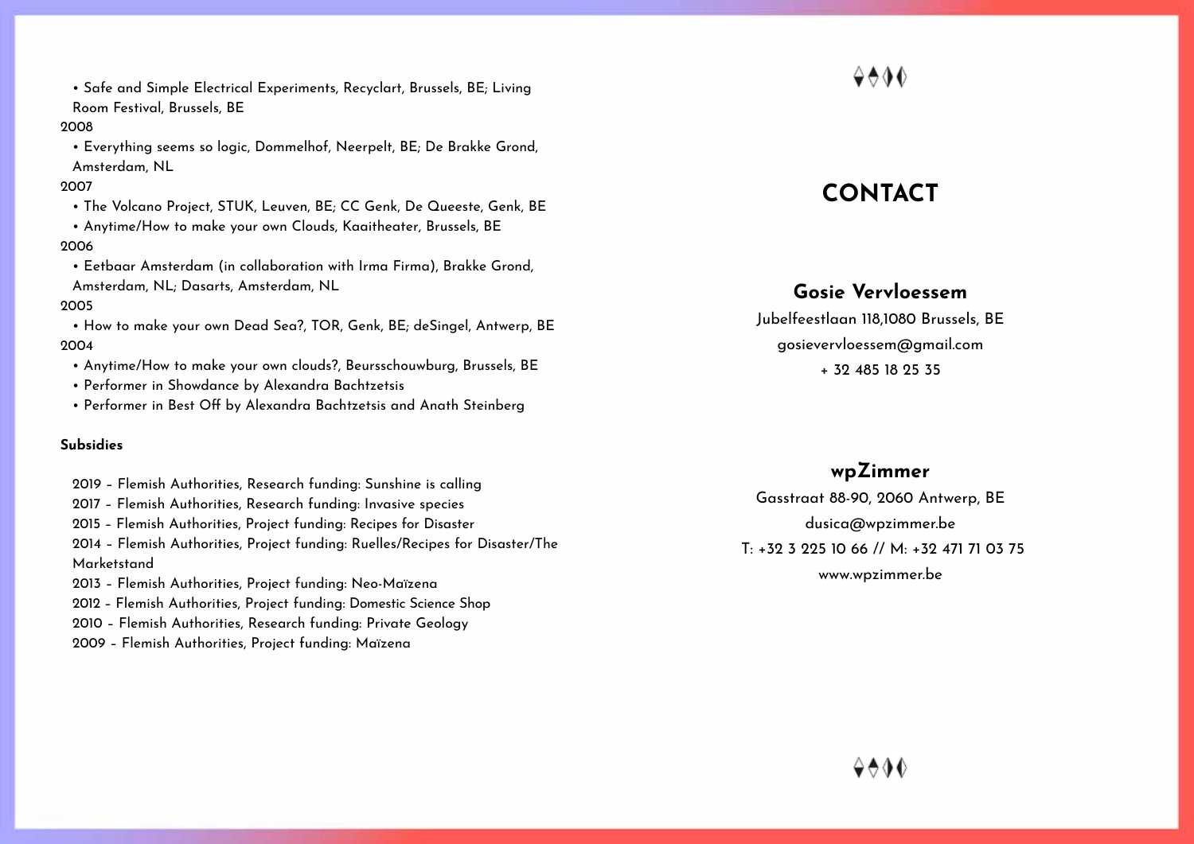- Safe and Simple Electrical Experiments, Recyclart, Brussels, BE; Living Room Festival, Brussels, BE

2008

- Everything seems so logic, Dommelhof, Neerpelt, BE; De Brakke Grond, Amsterdam, NL

2007

- The Volcano Project, STUK, Leuven, BE; CC Genk, De Queeste, Genk, BE
- Anytime/How to make your own Clouds, Kaaitheater, Brussels, BE

2006

- Eetbaar Amsterdam (in collaboration with Irma Firma), Brakke Grond, Amsterdam, NL; Dasarts, Amsterdam, NL

2005

- How to make your own Dead Sea?, TOR, Genk, BE; deSingel, Antwerp, BE

2004

- Anytime/How to make your own clouds?, Beursschouwburg, Brussels, BE
- Performer in Showdance by Alexandra Bachtzetsis
- Performer in Best Off by Alexandra Bachtzetsis and Anath Steinberg

**Subsidies**

2019 – Flemish Authorities, Research funding: Sunshine is calling
2017 – Flemish Authorities, Research funding: Invasive species
2015 – Flemish Authorities, Project funding: Recipes for Disaster
2014 – Flemish Authorities, Project funding: Ruelles/Recipes for Disaster/The Marketstand
2013 – Flemish Authorities, Project funding: Neo-Maïzena
2012 – Flemish Authorities, Project funding: Domestic Science Shop
2010 – Flemish Authorities, Research funding: Private Geology
2009 – Flemish Authorities, Project funding: Maïzena

# CONTACT

## Gosie Vervloessem

Jubelfeestlaan 118,1080 Brussels, BE
gosievervloessem@gmail.com
+ 32 485 18 25 35

## wpZimmer

Gasstraat 88-90, 2060 Antwerp, BE
dusica@wpzimmer.be
T: +32 3 225 10 66 // M: +32 471 71 03 75
www.wpzimmer.be